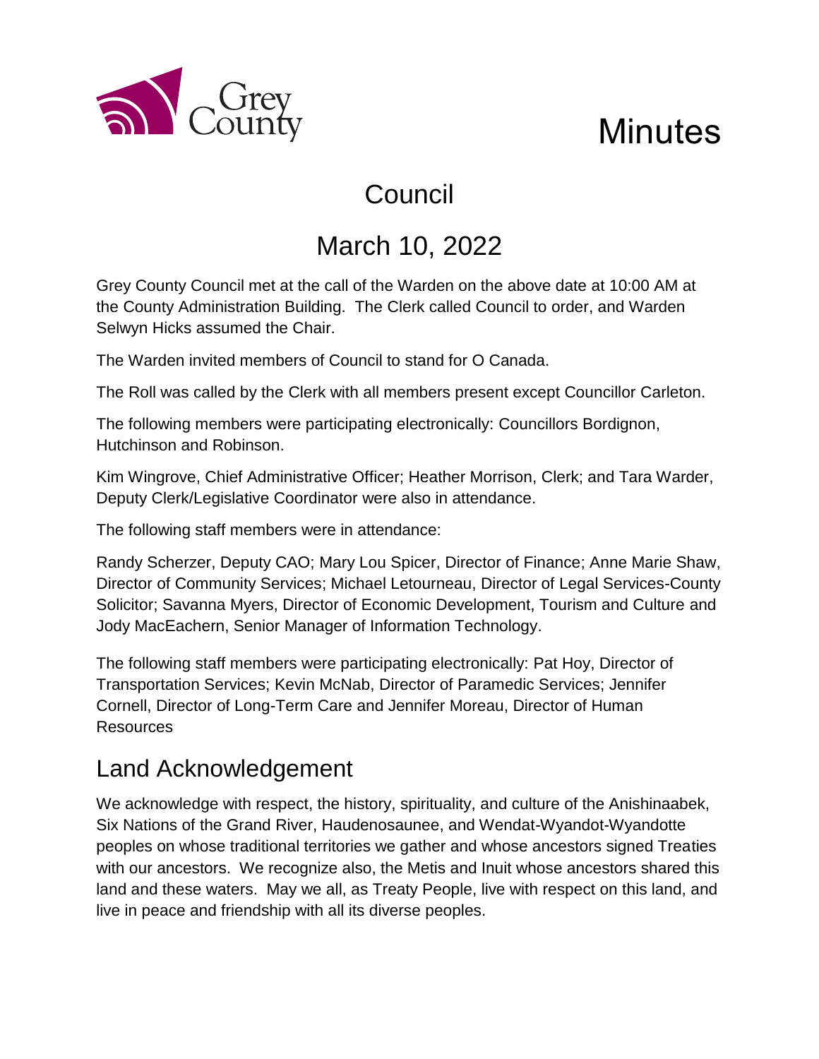# Minutes

## Council

## March 10, 2022

Grey County Council met at the call of the Warden on the above date at 10:00 AM at the County Administration Building. The Clerk called Council to order, and Warden Selwyn Hicks assumed the Chair.

The Warden invited members of Council to stand for O Canada.

The Roll was called by the Clerk with all members present except Councillor Carleton.

The following members were participating electronically: Councillors Bordignon, Hutchinson and Robinson.

Kim Wingrove, Chief Administrative Officer; Heather Morrison, Clerk; and Tara Warder, Deputy Clerk/Legislative Coordinator were also in attendance.

The following staff members were in attendance:

Randy Scherzer, Deputy CAO; Mary Lou Spicer, Director of Finance; Anne Marie Shaw, Director of Community Services; Michael Letourneau, Director of Legal Services-County Solicitor; Savanna Myers, Director of Economic Development, Tourism and Culture and Jody MacEachern, Senior Manager of Information Technology.

The following staff members were participating electronically: Pat Hoy, Director of Transportation Services; Kevin McNab, Director of Paramedic Services; Jennifer Cornell, Director of Long-Term Care and Jennifer Moreau, Director of Human Resources

## Land Acknowledgement

We acknowledge with respect, the history, spirituality, and culture of the Anishinaabek, Six Nations of the Grand River, Haudenosaunee, and Wendat-Wyandot-Wyandotte peoples on whose traditional territories we gather and whose ancestors signed Treaties with our ancestors. We recognize also, the Metis and Inuit whose ancestors shared this land and these waters. May we all, as Treaty People, live with respect on this land, and live in peace and friendship with all its diverse peoples.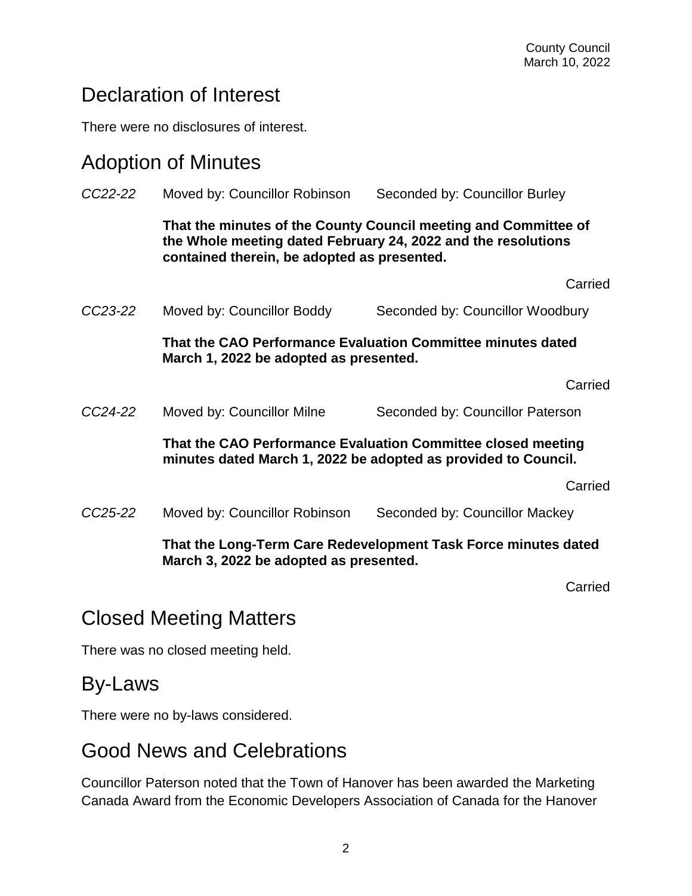## Declaration of Interest

There were no disclosures of interest.

## Adoption of Minutes

*CC22-22* Moved by: Councillor Robinson Seconded by: Councillor Burley

**That the minutes of the County Council meeting and Committee of the Whole meeting dated February 24, 2022 and the resolutions contained therein, be adopted as presented.**

Carried

*CC23-22* Moved by: Councillor Boddy Seconded by: Councillor Woodbury

**That the CAO Performance Evaluation Committee minutes dated March 1, 2022 be adopted as presented.**

Carried

*CC24-22* Moved by: Councillor Milne Seconded by: Councillor Paterson

**That the CAO Performance Evaluation Committee closed meeting minutes dated March 1, 2022 be adopted as provided to Council.**

Carried

*CC25-22* Moved by: Councillor Robinson Seconded by: Councillor Mackey

**That the Long-Term Care Redevelopment Task Force minutes dated March 3, 2022 be adopted as presented.**

Carried

## Closed Meeting Matters

There was no closed meeting held.

## By-Laws

There were no by-laws considered.

## Good News and Celebrations

Councillor Paterson noted that the Town of Hanover has been awarded the Marketing Canada Award from the Economic Developers Association of Canada for the Hanover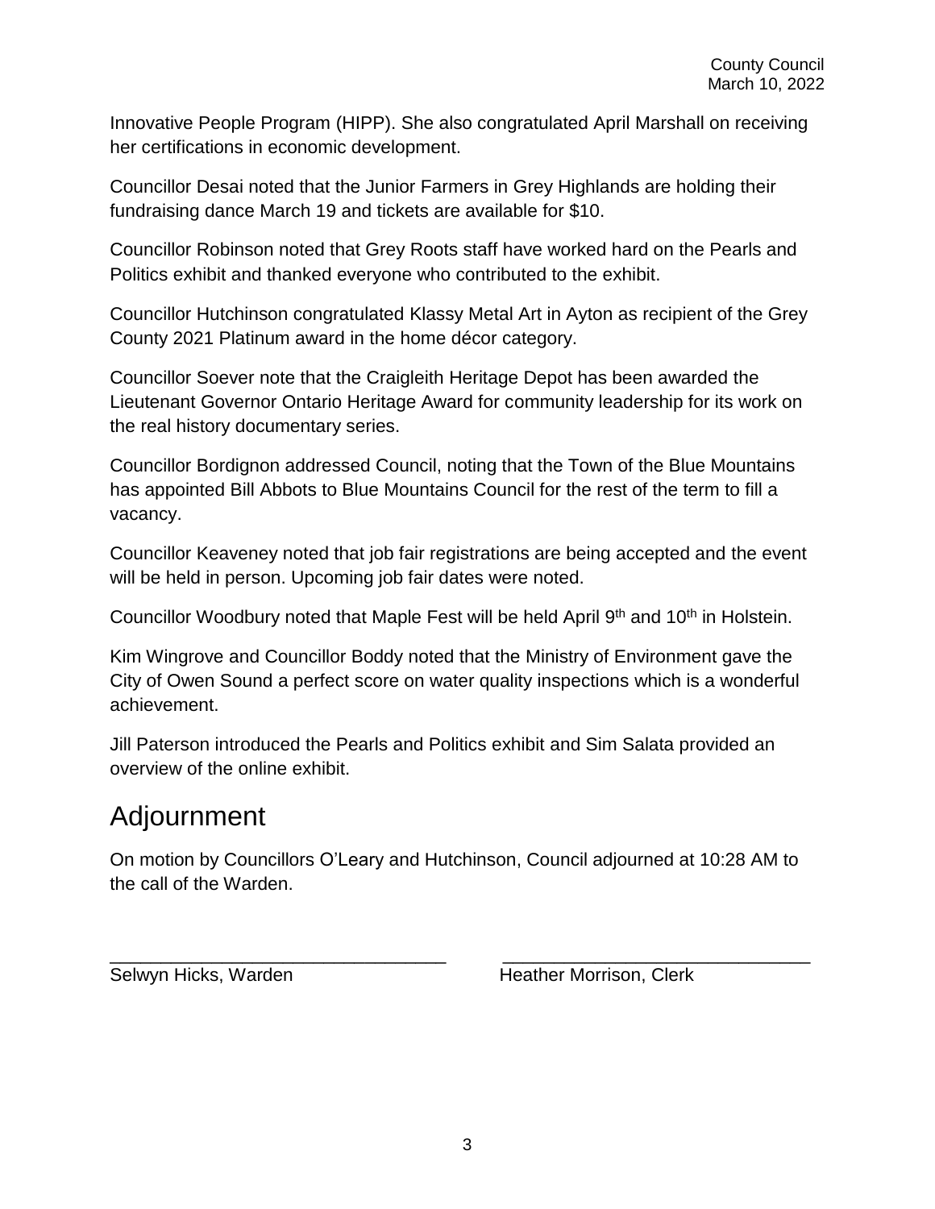Innovative People Program (HIPP). She also congratulated April Marshall on receiving her certifications in economic development.

Councillor Desai noted that the Junior Farmers in Grey Highlands are holding their fundraising dance March 19 and tickets are available for $10.

Councillor Robinson noted that Grey Roots staff have worked hard on the Pearls and Politics exhibit and thanked everyone who contributed to the exhibit.

Councillor Hutchinson congratulated Klassy Metal Art in Ayton as recipient of the Grey County 2021 Platinum award in the home décor category.

Councillor Soever note that the Craigleith Heritage Depot has been awarded the Lieutenant Governor Ontario Heritage Award for community leadership for its work on the real history documentary series.

Councillor Bordignon addressed Council, noting that the Town of the Blue Mountains has appointed Bill Abbots to Blue Mountains Council for the rest of the term to fill a vacancy.

Councillor Keaveney noted that job fair registrations are being accepted and the event will be held in person. Upcoming job fair dates were noted.

Councillor Woodbury noted that Maple Fest will be held April 9th and 10th in Holstein.

Kim Wingrove and Councillor Boddy noted that the Ministry of Environment gave the City of Owen Sound a perfect score on water quality inspections which is a wonderful achievement.

Jill Paterson introduced the Pearls and Politics exhibit and Sim Salata provided an overview of the online exhibit.

# Adjournment

On motion by Councillors O'Leary and Hutchinson, Council adjourned at 10:28 AM to the call of the Warden.

\_\_\_\_\_\_\_\_\_\_\_\_\_\_\_\_\_\_\_\_\_\_\_\_\_\_\_\_\_\_\_\_\_\_ \_\_\_\_\_\_\_\_\_\_\_\_\_\_\_\_\_\_\_\_\_\_\_\_\_\_\_\_\_\_\_\_\_\_

Selwyn Hicks, Warden Heather Morrison, Clerk